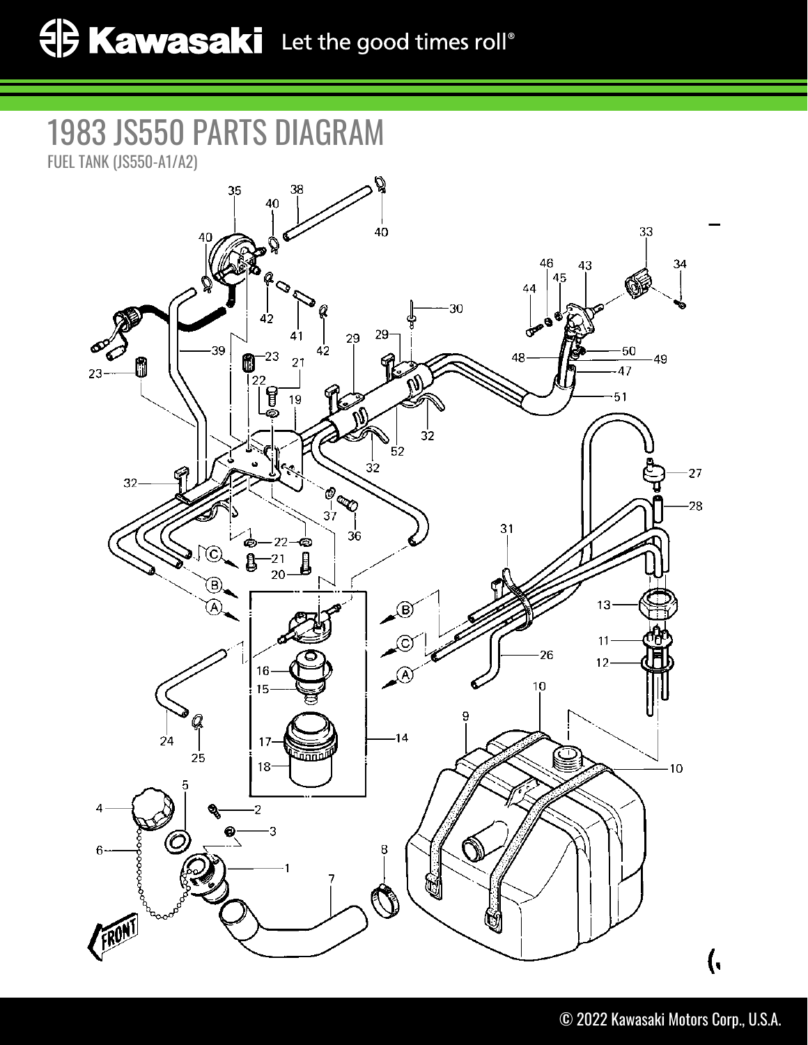# 1983 JS550 PARTS DIAGRAM

FUEL TANK (JS550-A1/A2)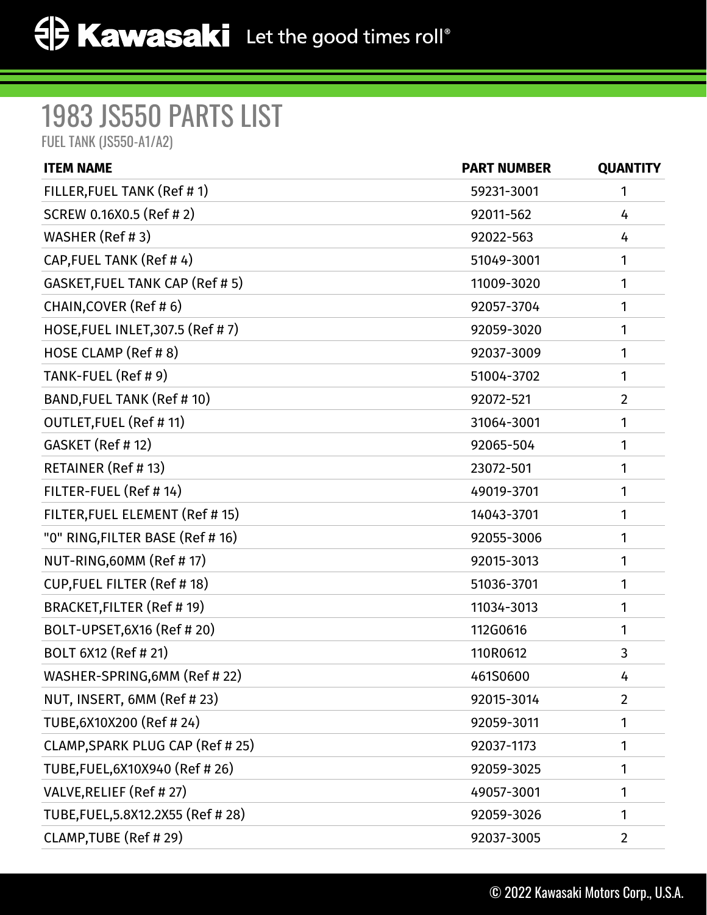# 1983 JS550 PARTS LIST

FUEL TANK (JS550-A1/A2)

| ITEM NAME | PART NUMBER | QUANTITY |
|---|---|---|
| FILLER,FUEL TANK (Ref # 1) | 59231-3001 | 1 |
| SCREW 0.16X0.5 (Ref # 2) | 92011-562 | 4 |
| WASHER (Ref # 3) | 92022-563 | 4 |
| CAP,FUEL TANK (Ref # 4) | 51049-3001 | 1 |
| GASKET,FUEL TANK CAP (Ref # 5) | 11009-3020 | 1 |
| CHAIN,COVER (Ref # 6) | 92057-3704 | 1 |
| HOSE,FUEL INLET,307.5 (Ref # 7) | 92059-3020 | 1 |
| HOSE CLAMP (Ref # 8) | 92037-3009 | 1 |
| TANK-FUEL (Ref # 9) | 51004-3702 | 1 |
| BAND,FUEL TANK (Ref # 10) | 92072-521 | 2 |
| OUTLET,FUEL (Ref # 11) | 31064-3001 | 1 |
| GASKET (Ref # 12) | 92065-504 | 1 |
| RETAINER (Ref # 13) | 23072-501 | 1 |
| FILTER-FUEL (Ref # 14) | 49019-3701 | 1 |
| FILTER,FUEL ELEMENT (Ref # 15) | 14043-3701 | 1 |
| "0" RING,FILTER BASE (Ref # 16) | 92055-3006 | 1 |
| NUT-RING,60MM (Ref # 17) | 92015-3013 | 1 |
| CUP,FUEL FILTER (Ref # 18) | 51036-3701 | 1 |
| BRACKET,FILTER (Ref # 19) | 11034-3013 | 1 |
| BOLT-UPSET,6X16 (Ref # 20) | 112G0616 | 1 |
| BOLT 6X12 (Ref # 21) | 110R0612 | 3 |
| WASHER-SPRING,6MM (Ref # 22) | 461S0600 | 4 |
| NUT, INSERT, 6MM (Ref # 23) | 92015-3014 | 2 |
| TUBE,6X10X200 (Ref # 24) | 92059-3011 | 1 |
| CLAMP,SPARK PLUG CAP (Ref # 25) | 92037-1173 | 1 |
| TUBE,FUEL,6X10X940 (Ref # 26) | 92059-3025 | 1 |
| VALVE,RELIEF (Ref # 27) | 49057-3001 | 1 |
| TUBE,FUEL,5.8X12.2X55 (Ref # 28) | 92059-3026 | 1 |
| CLAMP,TUBE (Ref # 29) | 92037-3005 | 2 |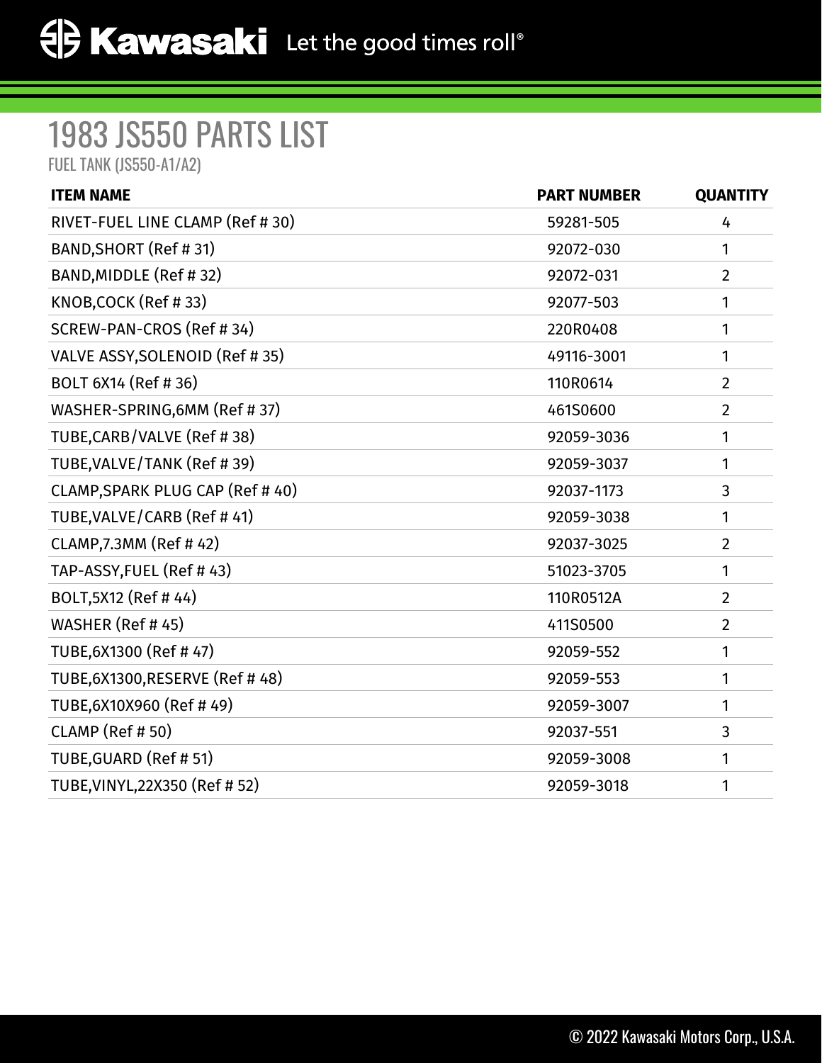# 1983 JS550 PARTS LIST

FUEL TANK (JS550-A1/A2)

| ITEM NAME | PART NUMBER | QUANTITY |
|---|---|---|
| RIVET-FUEL LINE CLAMP (Ref # 30) | 59281-505 | 4 |
| BAND,SHORT (Ref # 31) | 92072-030 | 1 |
| BAND,MIDDLE (Ref # 32) | 92072-031 | 2 |
| KNOB,COCK (Ref # 33) | 92077-503 | 1 |
| SCREW-PAN-CROS (Ref # 34) | 220R0408 | 1 |
| VALVE ASSY,SOLENOID (Ref # 35) | 49116-3001 | 1 |
| BOLT 6X14 (Ref # 36) | 110R0614 | 2 |
| WASHER-SPRING,6MM (Ref # 37) | 461S0600 | 2 |
| TUBE,CARB/VALVE (Ref # 38) | 92059-3036 | 1 |
| TUBE,VALVE/TANK (Ref # 39) | 92059-3037 | 1 |
| CLAMP,SPARK PLUG CAP (Ref # 40) | 92037-1173 | 3 |
| TUBE,VALVE/CARB (Ref # 41) | 92059-3038 | 1 |
| CLAMP,7.3MM (Ref # 42) | 92037-3025 | 2 |
| TAP-ASSY,FUEL (Ref # 43) | 51023-3705 | 1 |
| BOLT,5X12 (Ref # 44) | 110R0512A | 2 |
| WASHER (Ref # 45) | 411S0500 | 2 |
| TUBE,6X1300 (Ref # 47) | 92059-552 | 1 |
| TUBE,6X1300,RESERVE (Ref # 48) | 92059-553 | 1 |
| TUBE,6X10X960 (Ref # 49) | 92059-3007 | 1 |
| CLAMP (Ref # 50) | 92037-551 | 3 |
| TUBE,GUARD (Ref # 51) | 92059-3008 | 1 |
| TUBE,VINYL,22X350 (Ref # 52) | 92059-3018 | 1 |